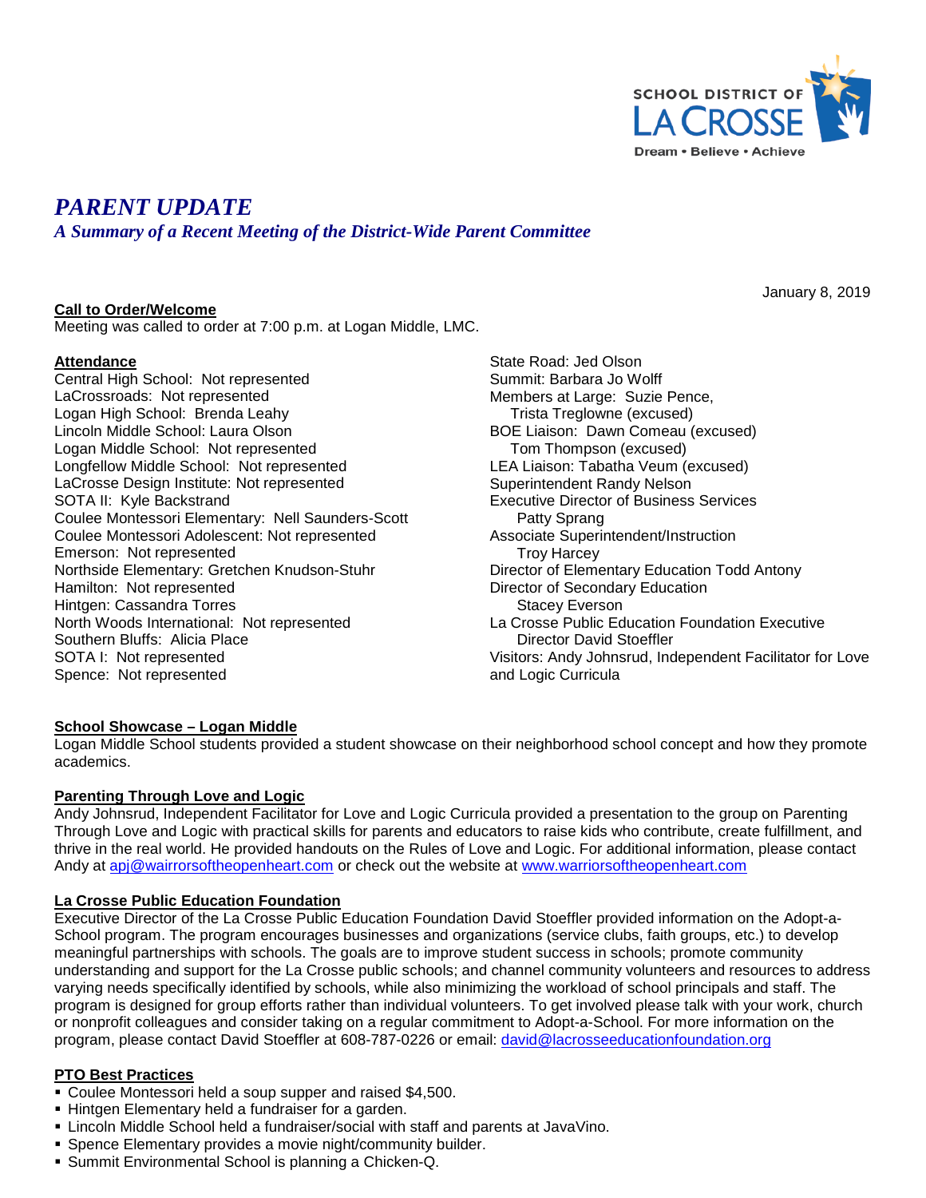SCHOOL DISTRICT OF LA CROSSE

Dream • Believe • Achieve

# *PARENT UPDATE*

## *A Summary of a Recent Meeting of the District-Wide Parent Committee*

January 8, 2019

**Call to Order/Welcome**

Meeting was called to order at 7:00 p.m. at Logan Middle, LMC.

**Attendance**

Central High School: Not represented
LaCrossroads: Not represented
Logan High School: Brenda Leahy
Lincoln Middle School: Laura Olson
Logan Middle School: Not represented
Longfellow Middle School: Not represented
LaCrosse Design Institute: Not represented
SOTA II: Kyle Backstrand
Coulee Montessori Elementary: Nell Saunders-Scott
Coulee Montessori Adolescent: Not represented
Emerson: Not represented
Northside Elementary: Gretchen Knudson-Stuhr
Hamilton: Not represented
Hintgen: Cassandra Torres
North Woods International: Not represented
Southern Bluffs: Alicia Place
SOTA I: Not represented
Spence: Not represented
State Road: Jed Olson
Summit: Barbara Jo Wolff
Members at Large: Suzie Pence, Trista Treglowne (excused)
BOE Liaison: Dawn Comeau (excused) Tom Thompson (excused)
LEA Liaison: Tabatha Veum (excused)
Superintendent Randy Nelson
Executive Director of Business Services Patty Sprang
Associate Superintendent/Instruction Troy Harcey
Director of Elementary Education Todd Antony
Director of Secondary Education Stacey Everson
La Crosse Public Education Foundation Executive Director David Stoeffler
Visitors: Andy Johnsrud, Independent Facilitator for Love and Logic Curricula

**School Showcase – Logan Middle**

Logan Middle School students provided a student showcase on their neighborhood school concept and how they promote academics.

**Parenting Through Love and Logic**

Andy Johnsrud, Independent Facilitator for Love and Logic Curricula provided a presentation to the group on Parenting Through Love and Logic with practical skills for parents and educators to raise kids who contribute, create fulfillment, and thrive in the real world. He provided handouts on the Rules of Love and Logic. For additional information, please contact Andy at apj@wairrorsoftheopenheart.com or check out the website at www.warriorsoftheopenheart.com

**La Crosse Public Education Foundation**

Executive Director of the La Crosse Public Education Foundation David Stoeffler provided information on the Adopt-a-School program. The program encourages businesses and organizations (service clubs, faith groups, etc.) to develop meaningful partnerships with schools. The goals are to improve student success in schools; promote community understanding and support for the La Crosse public schools; and channel community volunteers and resources to address varying needs specifically identified by schools, while also minimizing the workload of school principals and staff. The program is designed for group efforts rather than individual volunteers. To get involved please talk with your work, church or nonprofit colleagues and consider taking on a regular commitment to Adopt-a-School. For more information on the program, please contact David Stoeffler at 608-787-0226 or email: david@lacrosseeducationfoundation.org

**PTO Best Practices**

- Coulee Montessori held a soup supper and raised $4,500.
- Hintgen Elementary held a fundraiser for a garden.
- Lincoln Middle School held a fundraiser/social with staff and parents at JavaVino.
- Spence Elementary provides a movie night/community builder.
- Summit Environmental School is planning a Chicken-Q.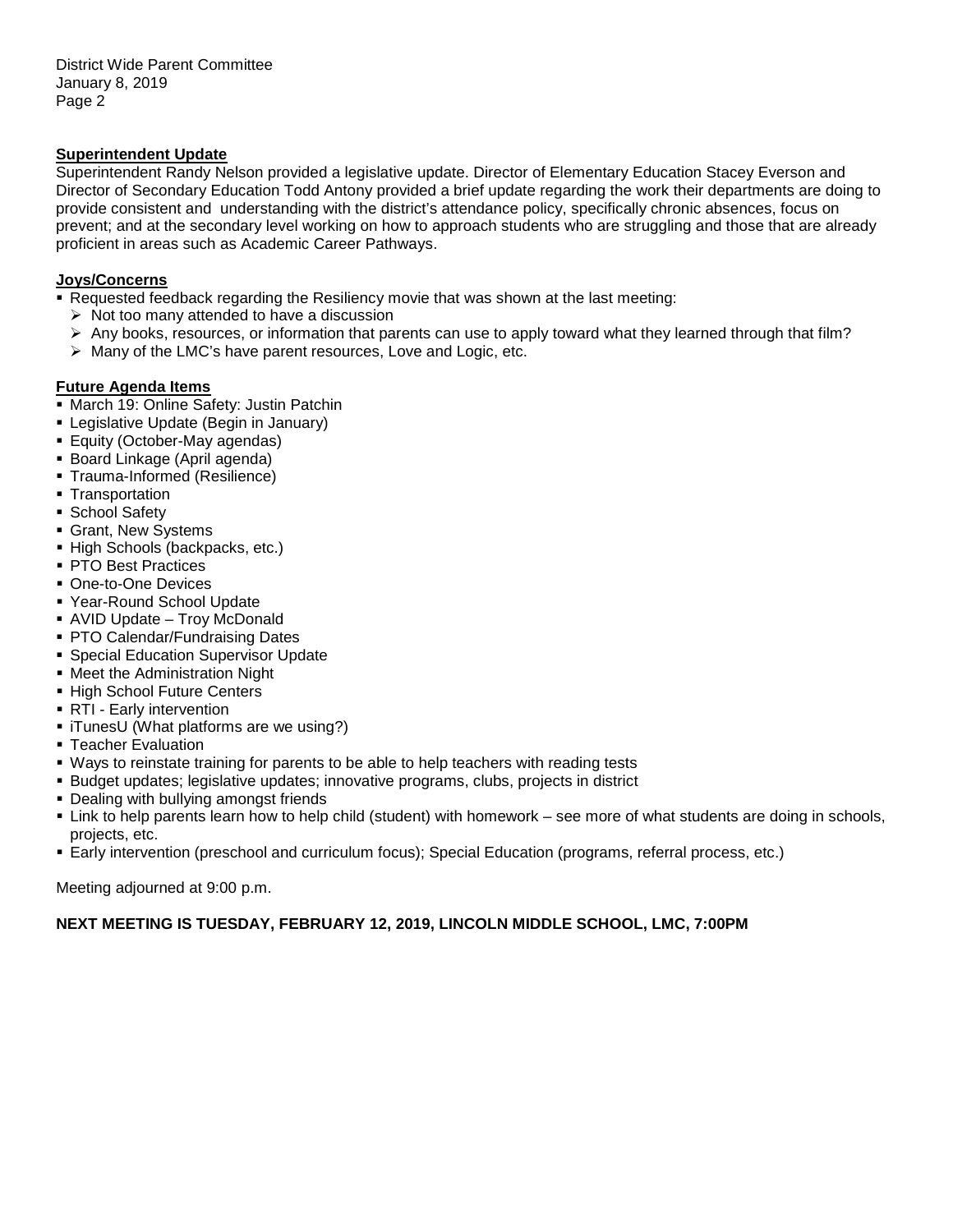## Superintendent Update

Superintendent Randy Nelson provided a legislative update. Director of Elementary Education Stacey Everson and Director of Secondary Education Todd Antony provided a brief update regarding the work their departments are doing to provide consistent and understanding with the district's attendance policy, specifically chronic absences, focus on prevent; and at the secondary level working on how to approach students who are struggling and those that are already proficient in areas such as Academic Career Pathways.

## Joys/Concerns

- Requested feedback regarding the Resiliency movie that was shown at the last meeting:
  - Not too many attended to have a discussion
  - Any books, resources, or information that parents can use to apply toward what they learned through that film?
  - Many of the LMC's have parent resources, Love and Logic, etc.

## Future Agenda Items

- March 19: Online Safety: Justin Patchin
- Legislative Update (Begin in January)
- Equity (October-May agendas)
- Board Linkage (April agenda)
- Trauma-Informed (Resilience)
- Transportation
- School Safety
- Grant, New Systems
- High Schools (backpacks, etc.)
- PTO Best Practices
- One-to-One Devices
- Year-Round School Update
- AVID Update – Troy McDonald
- PTO Calendar/Fundraising Dates
- Special Education Supervisor Update
- Meet the Administration Night
- High School Future Centers
- RTI - Early intervention
- iTunesU (What platforms are we using?)
- Teacher Evaluation
- Ways to reinstate training for parents to be able to help teachers with reading tests
- Budget updates; legislative updates; innovative programs, clubs, projects in district
- Dealing with bullying amongst friends
- Link to help parents learn how to help child (student) with homework – see more of what students are doing in schools, projects, etc.
- Early intervention (preschool and curriculum focus); Special Education (programs, referral process, etc.)

Meeting adjourned at 9:00 p.m.

**NEXT MEETING IS TUESDAY, FEBRUARY 12, 2019, LINCOLN MIDDLE SCHOOL, LMC, 7:00PM**